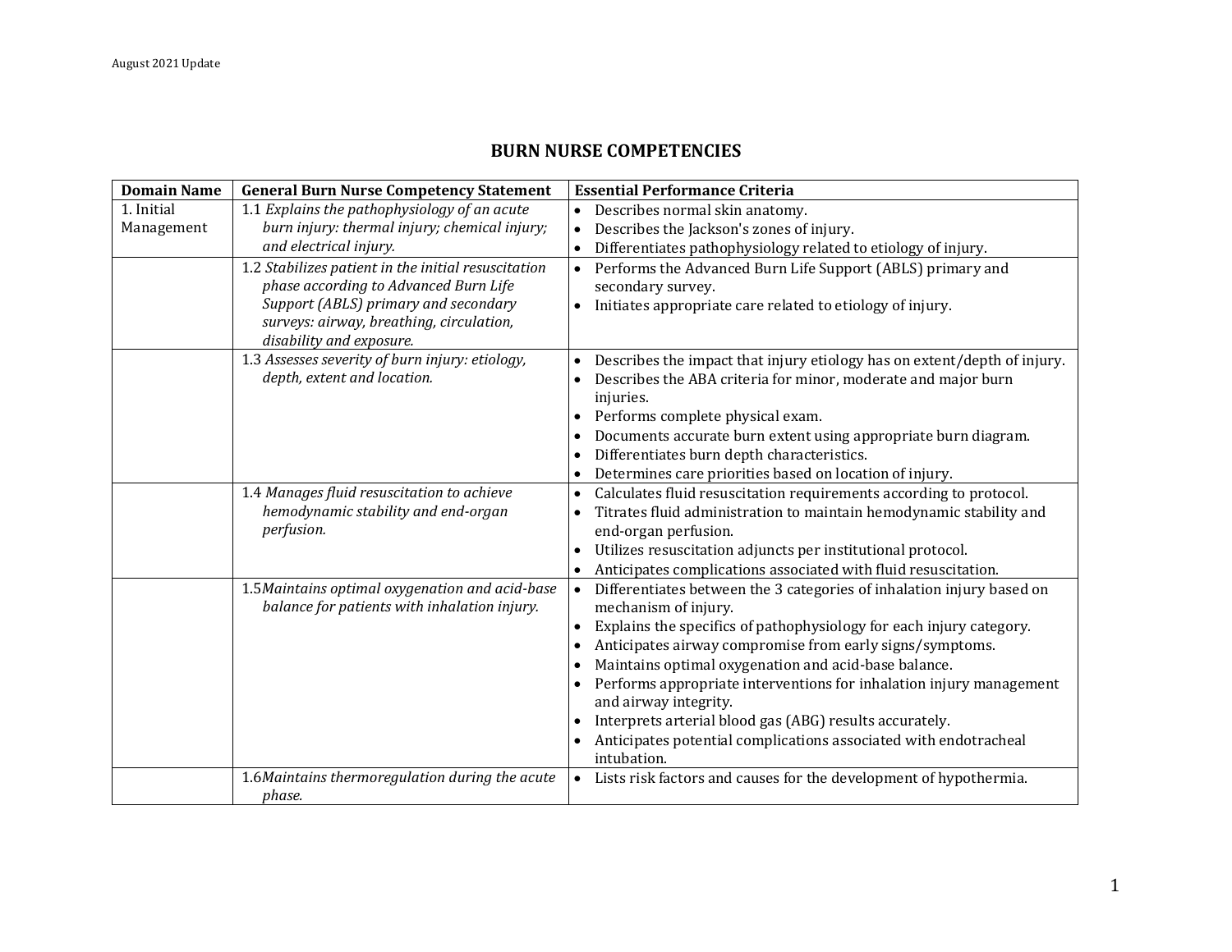# BURN NURSE COMPETENCIES

| Domain Name | General Burn Nurse Competency Statement | Essential Performance Criteria |
|---|---|---|
| 1. Initial Management | 1.1 *Explains the pathophysiology of an acute burn injury: thermal injury; chemical injury; and electrical injury.* | • Describes normal skin anatomy.<br>• Describes the Jackson's zones of injury.<br>• Differentiates pathophysiology related to etiology of injury. |
| | 1.2 *Stabilizes patient in the initial resuscitation phase according to Advanced Burn Life Support (ABLS) primary and secondary surveys: airway, breathing, circulation, disability and exposure.* | • Performs the Advanced Burn Life Support (ABLS) primary and secondary survey.<br>• Initiates appropriate care related to etiology of injury. |
| | 1.3 *Assesses severity of burn injury: etiology, depth, extent and location.* | • Describes the impact that injury etiology has on extent/depth of injury.<br>• Describes the ABA criteria for minor, moderate and major burn injuries.<br>• Performs complete physical exam.<br>• Documents accurate burn extent using appropriate burn diagram.<br>• Differentiates burn depth characteristics.<br>• Determines care priorities based on location of injury. |
| | 1.4 *Manages fluid resuscitation to achieve hemodynamic stability and end-organ perfusion.* | • Calculates fluid resuscitation requirements according to protocol.<br>• Titrates fluid administration to maintain hemodynamic stability and end-organ perfusion.<br>• Utilizes resuscitation adjuncts per institutional protocol.<br>• Anticipates complications associated with fluid resuscitation. |
| | 1.5 *Maintains optimal oxygenation and acid-base balance for patients with inhalation injury.* | • Differentiates between the 3 categories of inhalation injury based on mechanism of injury.<br>• Explains the specifics of pathophysiology for each injury category.<br>• Anticipates airway compromise from early signs/symptoms.<br>• Maintains optimal oxygenation and acid-base balance.<br>• Performs appropriate interventions for inhalation injury management and airway integrity.<br>• Interprets arterial blood gas (ABG) results accurately.<br>• Anticipates potential complications associated with endotracheal intubation. |
| | 1.6 *Maintains thermoregulation during the acute phase.* | • Lists risk factors and causes for the development of hypothermia. |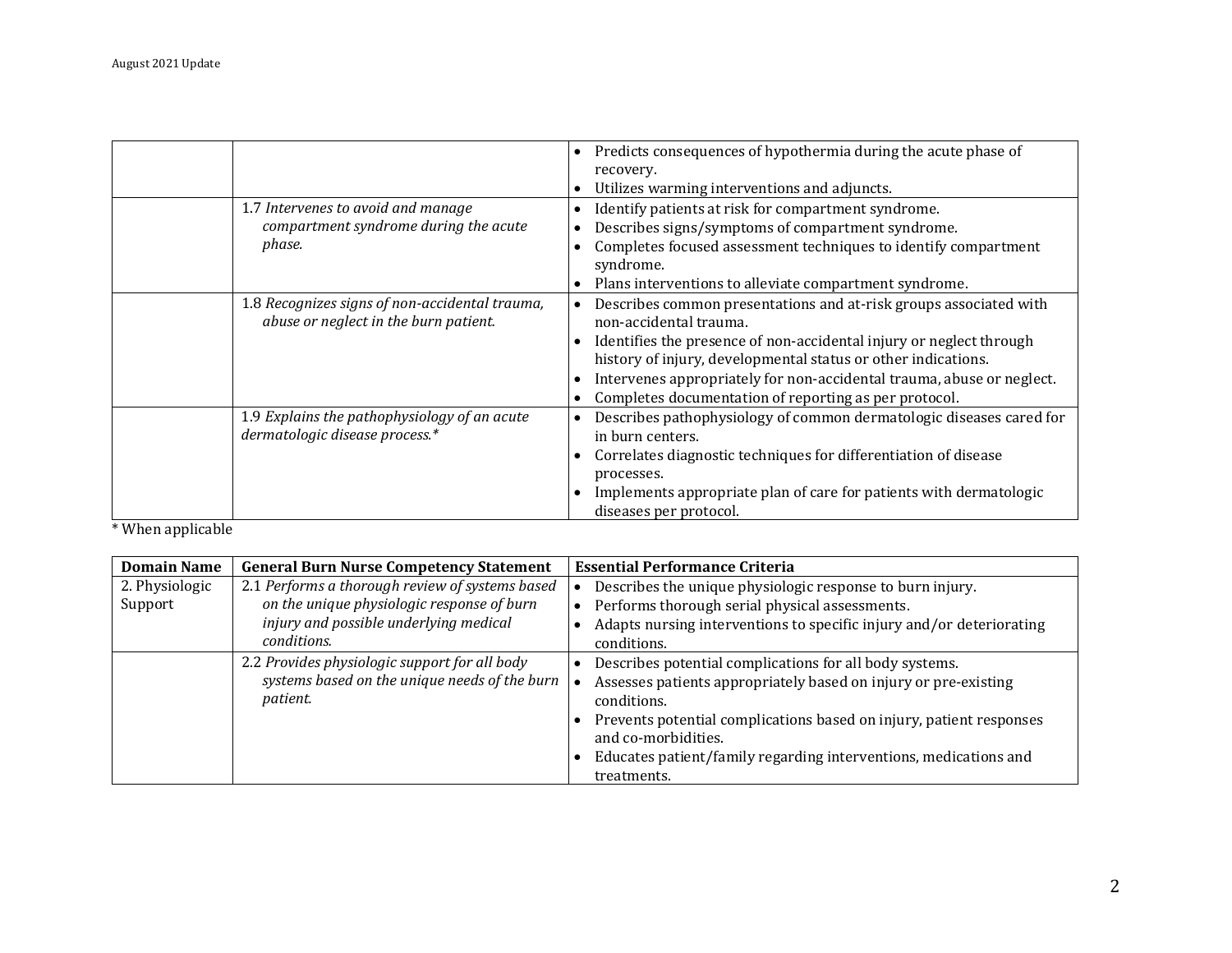| | | |
|---|---|---|
| | | • Predicts consequences of hypothermia during the acute phase of recovery.<br>• Utilizes warming interventions and adjuncts. |
| | 1.7 *Intervenes to avoid and manage compartment syndrome during the acute phase.* | • Identify patients at risk for compartment syndrome.<br>• Describes signs/symptoms of compartment syndrome.<br>• Completes focused assessment techniques to identify compartment syndrome.<br>• Plans interventions to alleviate compartment syndrome. |
| | 1.8 *Recognizes signs of non-accidental trauma, abuse or neglect in the burn patient.* | • Describes common presentations and at-risk groups associated with non-accidental trauma.<br>• Identifies the presence of non-accidental injury or neglect through history of injury, developmental status or other indications.<br>• Intervenes appropriately for non-accidental trauma, abuse or neglect.<br>• Completes documentation of reporting as per protocol. |
| | 1.9 *Explains the pathophysiology of an acute dermatologic disease process.** | • Describes pathophysiology of common dermatologic diseases cared for in burn centers.<br>• Correlates diagnostic techniques for differentiation of disease processes.<br>• Implements appropriate plan of care for patients with dermatologic diseases per protocol. |

* When applicable

| Domain Name | General Burn Nurse Competency Statement | Essential Performance Criteria |
|---|---|---|
| 2. Physiologic Support | 2.1 *Performs a thorough review of systems based on the unique physiologic response of burn injury and possible underlying medical conditions.* | • Describes the unique physiologic response to burn injury.<br>• Performs thorough serial physical assessments.<br>• Adapts nursing interventions to specific injury and/or deteriorating conditions. |
| | 2.2 *Provides physiologic support for all body systems based on the unique needs of the burn patient.* | • Describes potential complications for all body systems.<br>• Assesses patients appropriately based on injury or pre-existing conditions.<br>• Prevents potential complications based on injury, patient responses and co-morbidities.<br>• Educates patient/family regarding interventions, medications and treatments. |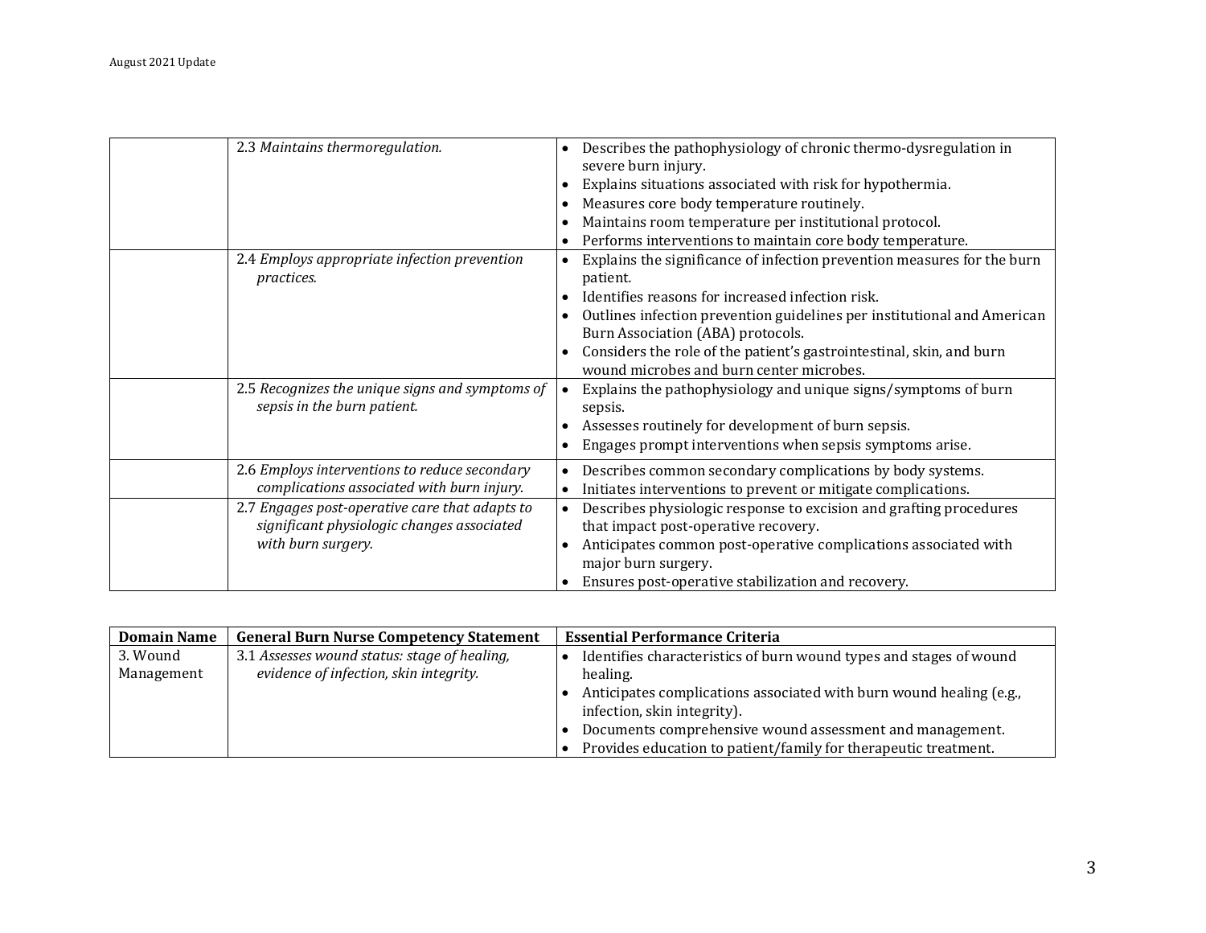| | | |
|---|---|---|
| | 2.3 *Maintains thermoregulation.* | • Describes the pathophysiology of chronic thermo-dysregulation in severe burn injury.<br>• Explains situations associated with risk for hypothermia.<br>• Measures core body temperature routinely.<br>• Maintains room temperature per institutional protocol.<br>• Performs interventions to maintain core body temperature. |
| | 2.4 *Employs appropriate infection prevention practices.* | • Explains the significance of infection prevention measures for the burn patient.<br>• Identifies reasons for increased infection risk.<br>• Outlines infection prevention guidelines per institutional and American Burn Association (ABA) protocols.<br>• Considers the role of the patient's gastrointestinal, skin, and burn wound microbes and burn center microbes. |
| | 2.5 *Recognizes the unique signs and symptoms of sepsis in the burn patient.* | • Explains the pathophysiology and unique signs/symptoms of burn sepsis.<br>• Assesses routinely for development of burn sepsis.<br>• Engages prompt interventions when sepsis symptoms arise. |
| | 2.6 *Employs interventions to reduce secondary complications associated with burn injury.* | • Describes common secondary complications by body systems.<br>• Initiates interventions to prevent or mitigate complications. |
| | 2.7 *Engages post-operative care that adapts to significant physiologic changes associated with burn surgery.* | • Describes physiologic response to excision and grafting procedures that impact post-operative recovery.<br>• Anticipates common post-operative complications associated with major burn surgery.<br>• Ensures post-operative stabilization and recovery. |

| **Domain Name** | **General Burn Nurse Competency Statement** | **Essential Performance Criteria** |
|---|---|---|
| 3. Wound Management | 3.1 *Assesses wound status: stage of healing, evidence of infection, skin integrity.* | • Identifies characteristics of burn wound types and stages of wound healing.<br>• Anticipates complications associated with burn wound healing (e.g., infection, skin integrity).<br>• Documents comprehensive wound assessment and management.<br>• Provides education to patient/family for therapeutic treatment. |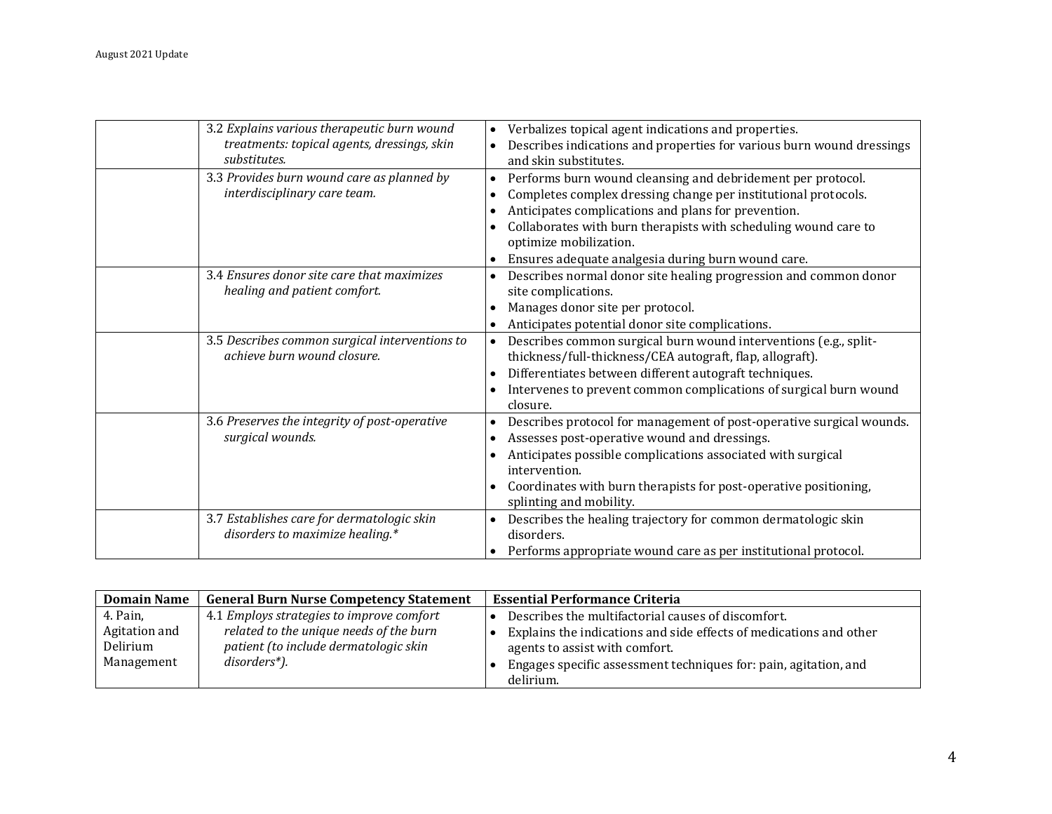| | | |
|---|---|---|
| | 3.2 *Explains various therapeutic burn wound treatments: topical agents, dressings, skin substitutes.* | • Verbalizes topical agent indications and properties.<br>• Describes indications and properties for various burn wound dressings and skin substitutes. |
| | 3.3 *Provides burn wound care as planned by interdisciplinary care team.* | • Performs burn wound cleansing and debridement per protocol.<br>• Completes complex dressing change per institutional protocols.<br>• Anticipates complications and plans for prevention.<br>• Collaborates with burn therapists with scheduling wound care to optimize mobilization.<br>• Ensures adequate analgesia during burn wound care. |
| | 3.4 *Ensures donor site care that maximizes healing and patient comfort.* | • Describes normal donor site healing progression and common donor site complications.<br>• Manages donor site per protocol.<br>• Anticipates potential donor site complications. |
| | 3.5 *Describes common surgical interventions to achieve burn wound closure.* | • Describes common surgical burn wound interventions (e.g., split-thickness/full-thickness/CEA autograft, flap, allograft).<br>• Differentiates between different autograft techniques.<br>• Intervenes to prevent common complications of surgical burn wound closure. |
| | 3.6 *Preserves the integrity of post-operative surgical wounds.* | • Describes protocol for management of post-operative surgical wounds.<br>• Assesses post-operative wound and dressings.<br>• Anticipates possible complications associated with surgical intervention.<br>• Coordinates with burn therapists for post-operative positioning, splinting and mobility. |
| | 3.7 *Establishes care for dermatologic skin disorders to maximize healing.** | • Describes the healing trajectory for common dermatologic skin disorders.<br>• Performs appropriate wound care as per institutional protocol. |

| Domain Name | General Burn Nurse Competency Statement | Essential Performance Criteria |
|---|---|---|
| 4. Pain, Agitation and Delirium Management | 4.1 *Employs strategies to improve comfort related to the unique needs of the burn patient (to include dermatologic skin disorders*).* | • Describes the multifactorial causes of discomfort.<br>• Explains the indications and side effects of medications and other agents to assist with comfort.<br>• Engages specific assessment techniques for: pain, agitation, and delirium. |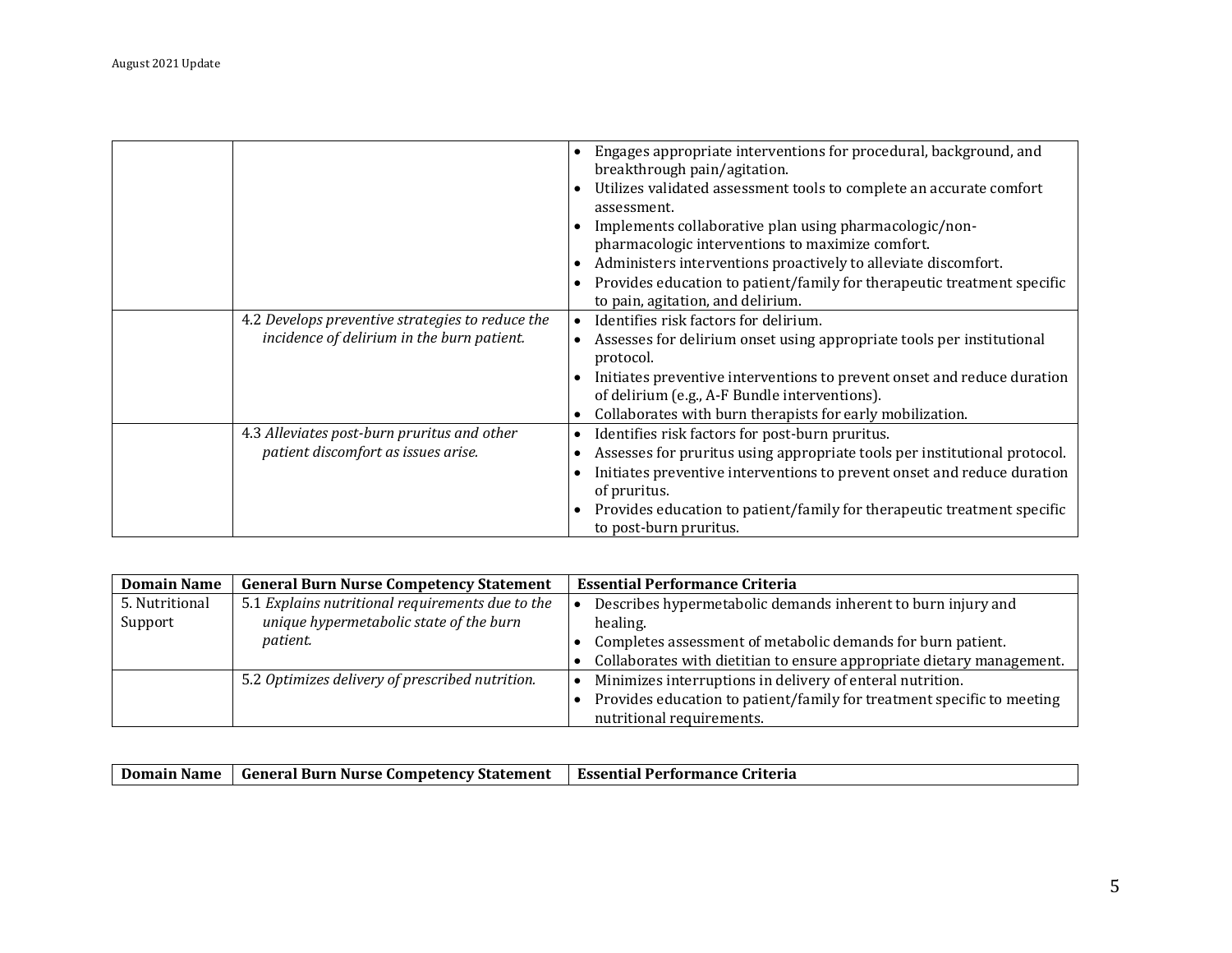| | | |
|---|---|---|
| | | • Engages appropriate interventions for procedural, background, and breakthrough pain/agitation.<br>• Utilizes validated assessment tools to complete an accurate comfort assessment.<br>• Implements collaborative plan using pharmacologic/non-pharmacologic interventions to maximize comfort.<br>• Administers interventions proactively to alleviate discomfort.<br>• Provides education to patient/family for therapeutic treatment specific to pain, agitation, and delirium. |
| | 4.2 *Develops preventive strategies to reduce the incidence of delirium in the burn patient.* | • Identifies risk factors for delirium.<br>• Assesses for delirium onset using appropriate tools per institutional protocol.<br>• Initiates preventive interventions to prevent onset and reduce duration of delirium (e.g., A-F Bundle interventions).<br>• Collaborates with burn therapists for early mobilization. |
| | 4.3 *Alleviates post-burn pruritus and other patient discomfort as issues arise.* | • Identifies risk factors for post-burn pruritus.<br>• Assesses for pruritus using appropriate tools per institutional protocol.<br>• Initiates preventive interventions to prevent onset and reduce duration of pruritus.<br>• Provides education to patient/family for therapeutic treatment specific to post-burn pruritus. |

| **Domain Name** | **General Burn Nurse Competency Statement** | **Essential Performance Criteria** |
|---|---|---|
| 5. Nutritional Support | 5.1 *Explains nutritional requirements due to the unique hypermetabolic state of the burn patient.* | • Describes hypermetabolic demands inherent to burn injury and healing.<br>• Completes assessment of metabolic demands for burn patient.<br>• Collaborates with dietitian to ensure appropriate dietary management. |
| | 5.2 *Optimizes delivery of prescribed nutrition.* | • Minimizes interruptions in delivery of enteral nutrition.<br>• Provides education to patient/family for treatment specific to meeting nutritional requirements. |

| **Domain Name** | **General Burn Nurse Competency Statement** | **Essential Performance Criteria** |
|---|---|---|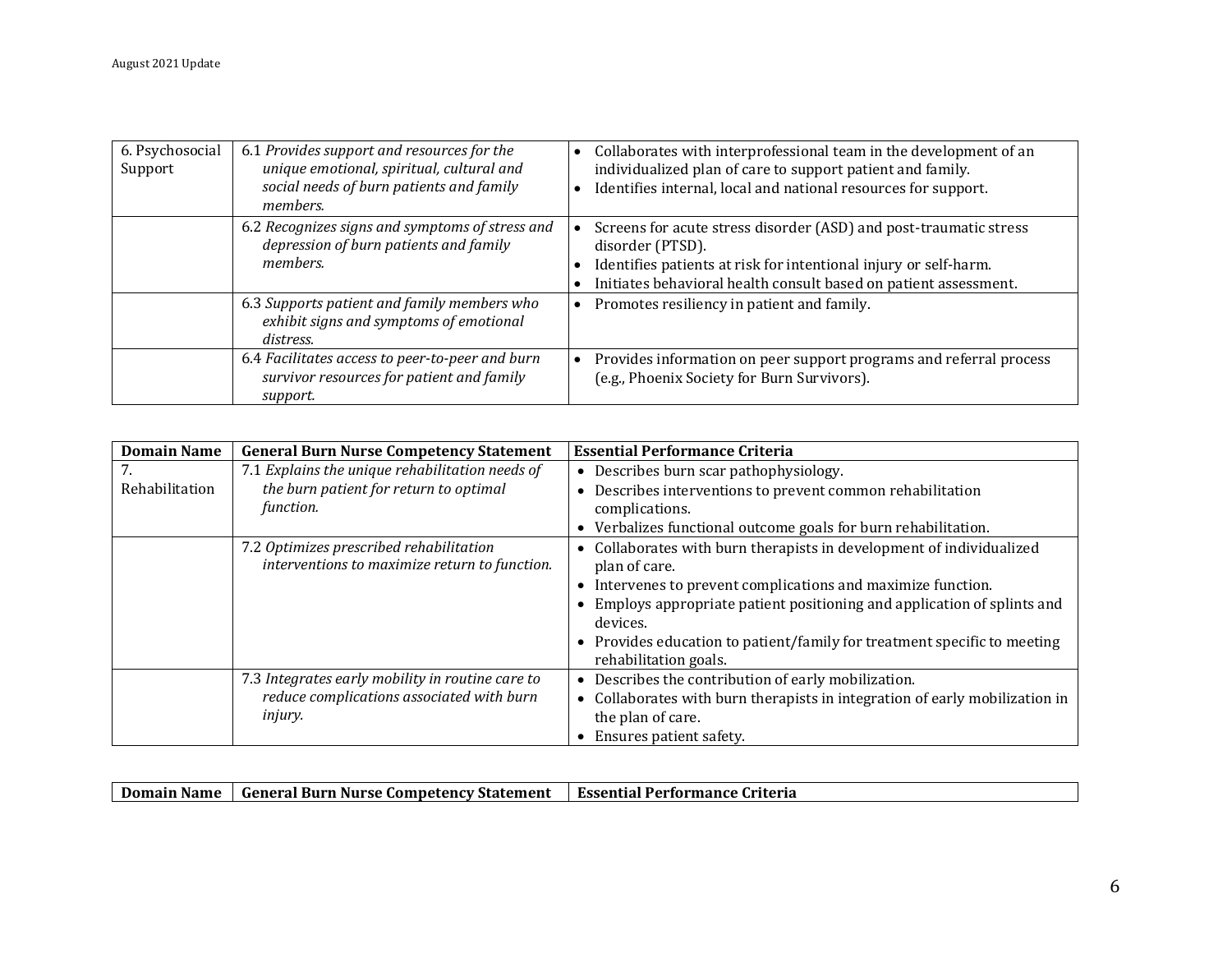| | | |
|---|---|---|
| 6. Psychosocial Support | 6.1 *Provides support and resources for the unique emotional, spiritual, cultural and social needs of burn patients and family members.* | • Collaborates with interprofessional team in the development of an individualized plan of care to support patient and family.<br>• Identifies internal, local and national resources for support. |
| | 6.2 *Recognizes signs and symptoms of stress and depression of burn patients and family members.* | • Screens for acute stress disorder (ASD) and post-traumatic stress disorder (PTSD).<br>• Identifies patients at risk for intentional injury or self-harm.<br>• Initiates behavioral health consult based on patient assessment. |
| | 6.3 *Supports patient and family members who exhibit signs and symptoms of emotional distress.* | • Promotes resiliency in patient and family. |
| | 6.4 *Facilitates access to peer-to-peer and burn survivor resources for patient and family support.* | • Provides information on peer support programs and referral process (e.g., Phoenix Society for Burn Survivors). |

| Domain Name | General Burn Nurse Competency Statement | Essential Performance Criteria |
|---|---|---|
| 7. Rehabilitation | 7.1 *Explains the unique rehabilitation needs of the burn patient for return to optimal function.* | • Describes burn scar pathophysiology.<br>• Describes interventions to prevent common rehabilitation complications.<br>• Verbalizes functional outcome goals for burn rehabilitation. |
| | 7.2 *Optimizes prescribed rehabilitation interventions to maximize return to function.* | • Collaborates with burn therapists in development of individualized plan of care.<br>• Intervenes to prevent complications and maximize function.<br>• Employs appropriate patient positioning and application of splints and devices.<br>• Provides education to patient/family for treatment specific to meeting rehabilitation goals. |
| | 7.3 *Integrates early mobility in routine care to reduce complications associated with burn injury.* | • Describes the contribution of early mobilization.<br>• Collaborates with burn therapists in integration of early mobilization in the plan of care.<br>• Ensures patient safety. |

| Domain Name | General Burn Nurse Competency Statement | Essential Performance Criteria |
|---|---|---|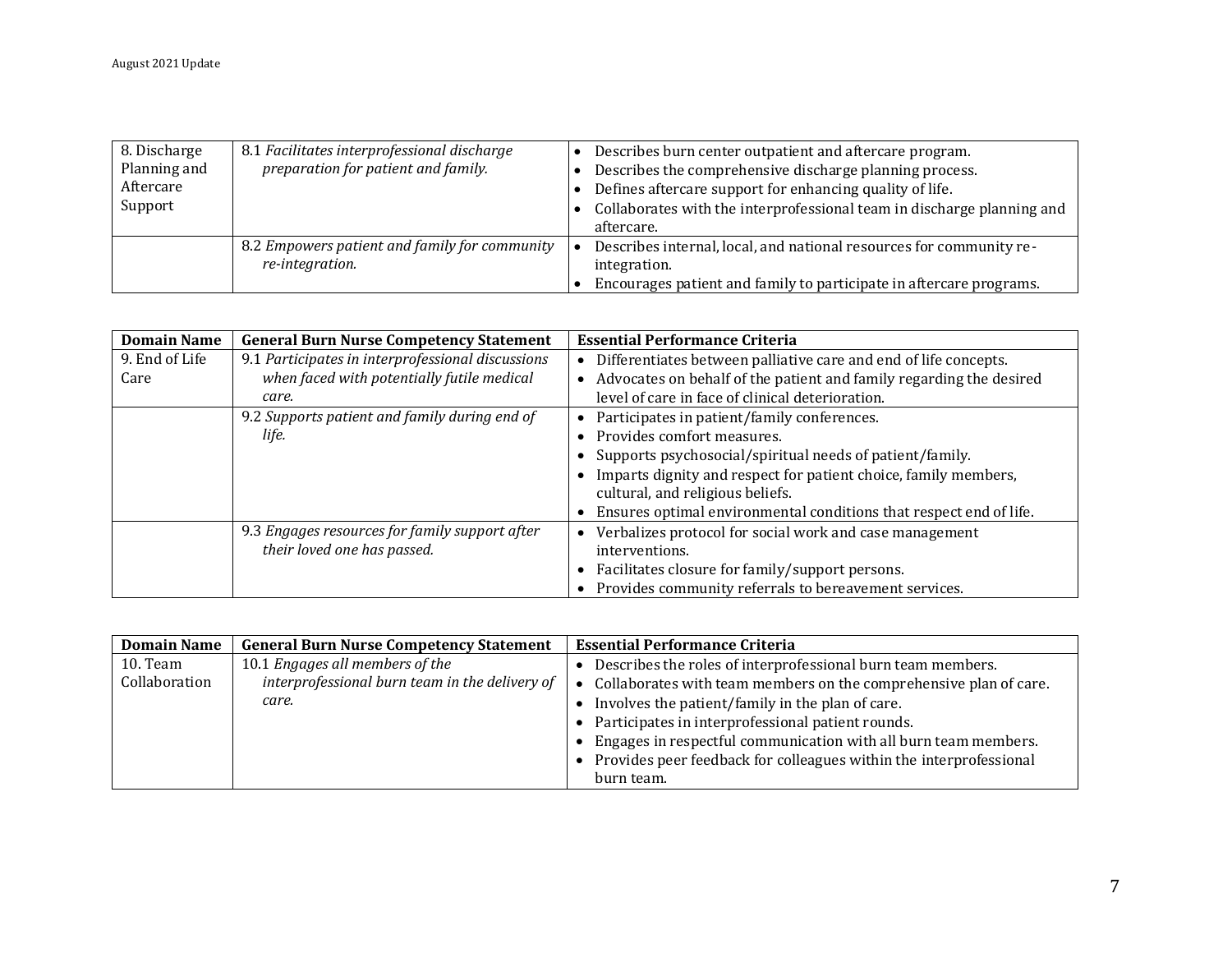| | | |
|---|---|---|
| 8. Discharge Planning and Aftercare Support | 8.1 *Facilitates interprofessional discharge preparation for patient and family.* | • Describes burn center outpatient and aftercare program.<br>• Describes the comprehensive discharge planning process.<br>• Defines aftercare support for enhancing quality of life.<br>• Collaborates with the interprofessional team in discharge planning and aftercare. |
| | 8.2 *Empowers patient and family for community re-integration.* | • Describes internal, local, and national resources for community re-integration.<br>• Encourages patient and family to participate in aftercare programs. |

| Domain Name | General Burn Nurse Competency Statement | Essential Performance Criteria |
|---|---|---|
| 9. End of Life Care | 9.1 *Participates in interprofessional discussions when faced with potentially futile medical care.* | • Differentiates between palliative care and end of life concepts.<br>• Advocates on behalf of the patient and family regarding the desired level of care in face of clinical deterioration. |
| | 9.2 *Supports patient and family during end of life.* | • Participates in patient/family conferences.<br>• Provides comfort measures.<br>• Supports psychosocial/spiritual needs of patient/family.<br>• Imparts dignity and respect for patient choice, family members, cultural, and religious beliefs.<br>• Ensures optimal environmental conditions that respect end of life. |
| | 9.3 *Engages resources for family support after their loved one has passed.* | • Verbalizes protocol for social work and case management interventions.<br>• Facilitates closure for family/support persons.<br>• Provides community referrals to bereavement services. |

| Domain Name | General Burn Nurse Competency Statement | Essential Performance Criteria |
|---|---|---|
| 10. Team Collaboration | 10.1 *Engages all members of the interprofessional burn team in the delivery of care.* | • Describes the roles of interprofessional burn team members.<br>• Collaborates with team members on the comprehensive plan of care.<br>• Involves the patient/family in the plan of care.<br>• Participates in interprofessional patient rounds.<br>• Engages in respectful communication with all burn team members.<br>• Provides peer feedback for colleagues within the interprofessional burn team. |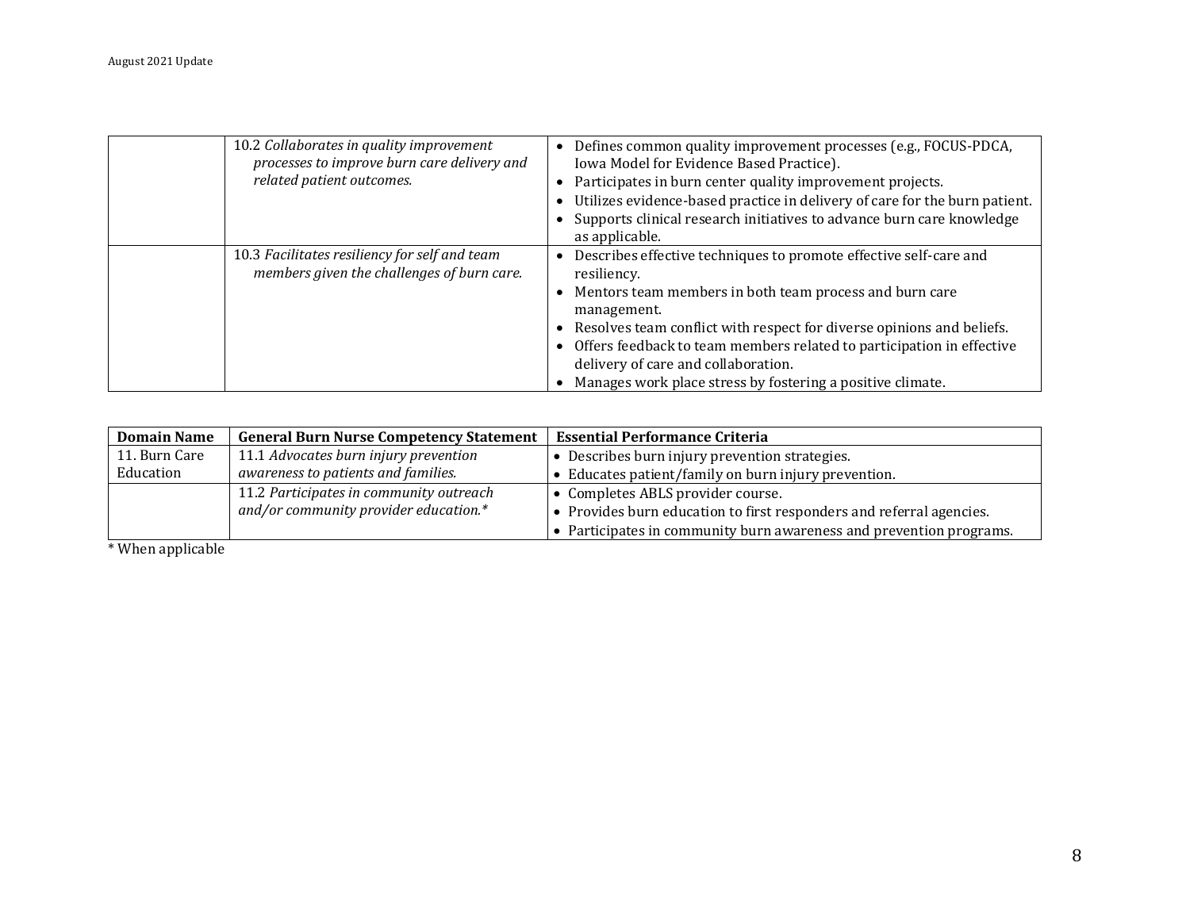| | | |
|---|---|---|
| | 10.2 *Collaborates in quality improvement processes to improve burn care delivery and related patient outcomes.* | • Defines common quality improvement processes (e.g., FOCUS-PDCA, Iowa Model for Evidence Based Practice).<br>• Participates in burn center quality improvement projects.<br>• Utilizes evidence-based practice in delivery of care for the burn patient.<br>• Supports clinical research initiatives to advance burn care knowledge as applicable. |
| | 10.3 *Facilitates resiliency for self and team members given the challenges of burn care.* | • Describes effective techniques to promote effective self-care and resiliency.<br>• Mentors team members in both team process and burn care management.<br>• Resolves team conflict with respect for diverse opinions and beliefs.<br>• Offers feedback to team members related to participation in effective delivery of care and collaboration.<br>• Manages work place stress by fostering a positive climate. |

| Domain Name | General Burn Nurse Competency Statement | Essential Performance Criteria |
|---|---|---|
| 11. Burn Care Education | 11.1 *Advocates burn injury prevention awareness to patients and families.* | • Describes burn injury prevention strategies.<br>• Educates patient/family on burn injury prevention. |
| | 11.2 *Participates in community outreach and/or community provider education.** | • Completes ABLS provider course.<br>• Provides burn education to first responders and referral agencies.<br>• Participates in community burn awareness and prevention programs. |

* When applicable